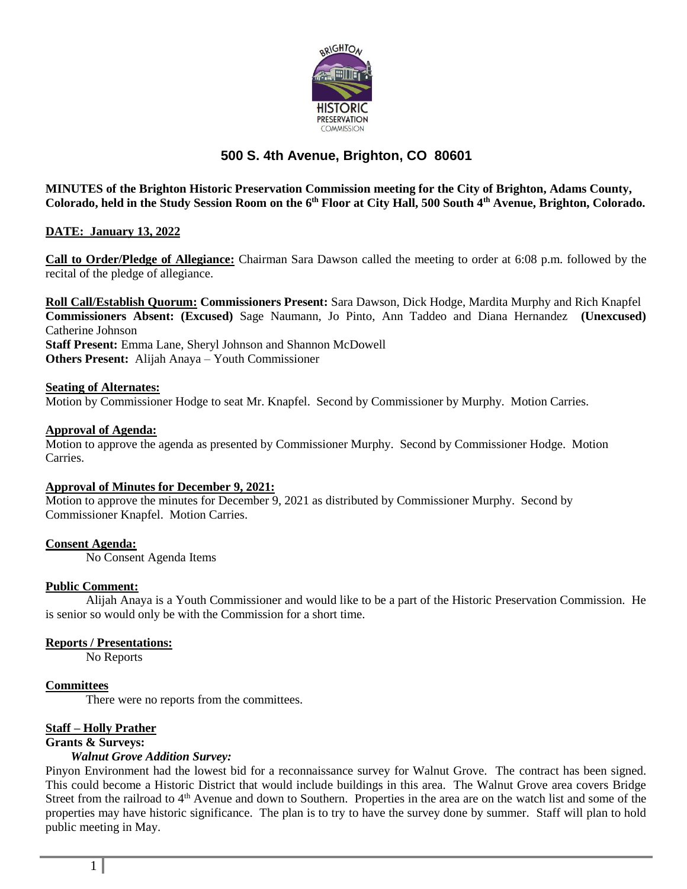# 500 S. 4th Avenue, Brighton, CO 80601

**MINUTES of the Brighton Historic Preservation Commission meeting for the City of Brighton, Adams County, Colorado, held in the Study Session Room on the 6th Floor at City Hall, 500 South 4th Avenue, Brighton, Colorado.**

**DATE: January 13, 2022**

**Call to Order/Pledge of Allegiance:** Chairman Sara Dawson called the meeting to order at 6:08 p.m. followed by the recital of the pledge of allegiance.

**Roll Call/Establish Quorum: Commissioners Present:** Sara Dawson, Dick Hodge, Mardita Murphy and Rich Knapfel
**Commissioners Absent: (Excused)** Sage Naumann, Jo Pinto, Ann Taddeo and Diana Hernandez **(Unexcused)** Catherine Johnson
**Staff Present:** Emma Lane, Sheryl Johnson and Shannon McDowell
**Others Present:** Alijah Anaya – Youth Commissioner

**Seating of Alternates:**
Motion by Commissioner Hodge to seat Mr. Knapfel. Second by Commissioner by Murphy. Motion Carries.

**Approval of Agenda:**
Motion to approve the agenda as presented by Commissioner Murphy. Second by Commissioner Hodge. Motion Carries.

**Approval of Minutes for December 9, 2021:**
Motion to approve the minutes for December 9, 2021 as distributed by Commissioner Murphy. Second by Commissioner Knapfel. Motion Carries.

**Consent Agenda:**

No Consent Agenda Items

**Public Comment:**

Alijah Anaya is a Youth Commissioner and would like to be a part of the Historic Preservation Commission. He is senior so would only be with the Commission for a short time.

**Reports / Presentations:**

No Reports

**Committees**

There were no reports from the committees.

**Staff – Holly Prather**

**Grants & Surveys:**

***Walnut Grove Addition Survey:***

Pinyon Environment had the lowest bid for a reconnaissance survey for Walnut Grove. The contract has been signed. This could become a Historic District that would include buildings in this area. The Walnut Grove area covers Bridge Street from the railroad to 4th Avenue and down to Southern. Properties in the area are on the watch list and some of the properties may have historic significance. The plan is to try to have the survey done by summer. Staff will plan to hold public meeting in May.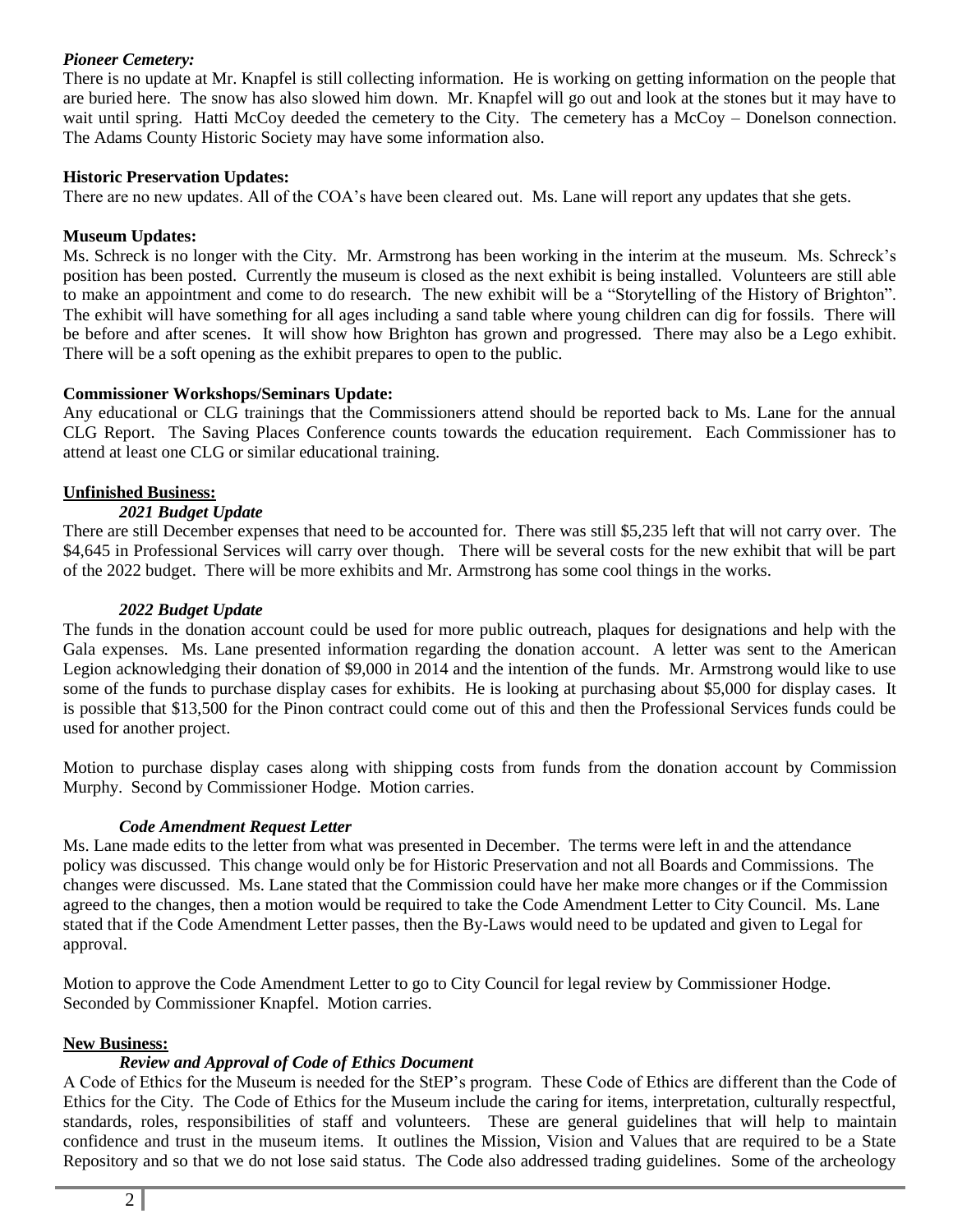***Pioneer Cemetery:***

There is no update at Mr. Knapfel is still collecting information. He is working on getting information on the people that are buried here. The snow has also slowed him down. Mr. Knapfel will go out and look at the stones but it may have to wait until spring. Hatti McCoy deeded the cemetery to the City. The cemetery has a McCoy – Donelson connection. The Adams County Historic Society may have some information also.

**Historic Preservation Updates:**

There are no new updates. All of the COA's have been cleared out. Ms. Lane will report any updates that she gets.

**Museum Updates:**

Ms. Schreck is no longer with the City. Mr. Armstrong has been working in the interim at the museum. Ms. Schreck's position has been posted. Currently the museum is closed as the next exhibit is being installed. Volunteers are still able to make an appointment and come to do research. The new exhibit will be a "Storytelling of the History of Brighton". The exhibit will have something for all ages including a sand table where young children can dig for fossils. There will be before and after scenes. It will show how Brighton has grown and progressed. There may also be a Lego exhibit. There will be a soft opening as the exhibit prepares to open to the public.

**Commissioner Workshops/Seminars Update:**

Any educational or CLG trainings that the Commissioners attend should be reported back to Ms. Lane for the annual CLG Report. The Saving Places Conference counts towards the education requirement. Each Commissioner has to attend at least one CLG or similar educational training.

**Unfinished Business:**

***2021 Budget Update***

There are still December expenses that need to be accounted for. There was still $5,235 left that will not carry over. The $4,645 in Professional Services will carry over though. There will be several costs for the new exhibit that will be part of the 2022 budget. There will be more exhibits and Mr. Armstrong has some cool things in the works.

***2022 Budget Update***

The funds in the donation account could be used for more public outreach, plaques for designations and help with the Gala expenses. Ms. Lane presented information regarding the donation account. A letter was sent to the American Legion acknowledging their donation of $9,000 in 2014 and the intention of the funds. Mr. Armstrong would like to use some of the funds to purchase display cases for exhibits. He is looking at purchasing about $5,000 for display cases. It is possible that $13,500 for the Pinon contract could come out of this and then the Professional Services funds could be used for another project.

Motion to purchase display cases along with shipping costs from funds from the donation account by Commission Murphy. Second by Commissioner Hodge. Motion carries.

***Code Amendment Request Letter***

Ms. Lane made edits to the letter from what was presented in December. The terms were left in and the attendance policy was discussed. This change would only be for Historic Preservation and not all Boards and Commissions. The changes were discussed. Ms. Lane stated that the Commission could have her make more changes or if the Commission agreed to the changes, then a motion would be required to take the Code Amendment Letter to City Council. Ms. Lane stated that if the Code Amendment Letter passes, then the By-Laws would need to be updated and given to Legal for approval.

Motion to approve the Code Amendment Letter to go to City Council for legal review by Commissioner Hodge. Seconded by Commissioner Knapfel. Motion carries.

**New Business:**

***Review and Approval of Code of Ethics Document***

A Code of Ethics for the Museum is needed for the StEP's program. These Code of Ethics are different than the Code of Ethics for the City. The Code of Ethics for the Museum include the caring for items, interpretation, culturally respectful, standards, roles, responsibilities of staff and volunteers. These are general guidelines that will help to maintain confidence and trust in the museum items. It outlines the Mission, Vision and Values that are required to be a State Repository and so that we do not lose said status. The Code also addressed trading guidelines. Some of the archeology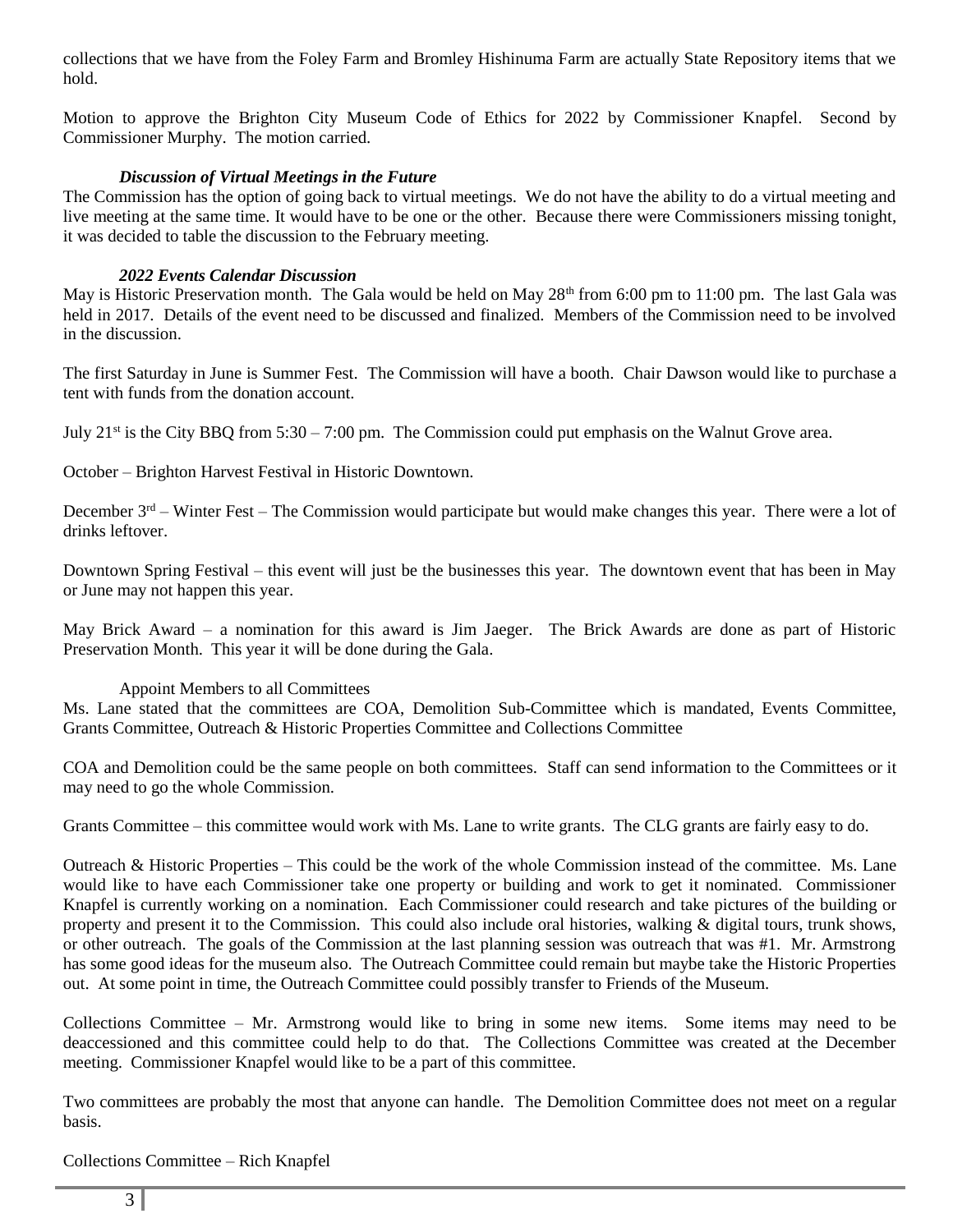collections that we have from the Foley Farm and Bromley Hishinuma Farm are actually State Repository items that we hold.

Motion to approve the Brighton City Museum Code of Ethics for 2022 by Commissioner Knapfel. Second by Commissioner Murphy. The motion carried.

***Discussion of Virtual Meetings in the Future***

The Commission has the option of going back to virtual meetings. We do not have the ability to do a virtual meeting and live meeting at the same time. It would have to be one or the other. Because there were Commissioners missing tonight, it was decided to table the discussion to the February meeting.

***2022 Events Calendar Discussion***

May is Historic Preservation month. The Gala would be held on May 28th from 6:00 pm to 11:00 pm. The last Gala was held in 2017. Details of the event need to be discussed and finalized. Members of the Commission need to be involved in the discussion.

The first Saturday in June is Summer Fest. The Commission will have a booth. Chair Dawson would like to purchase a tent with funds from the donation account.

July 21st is the City BBQ from 5:30 – 7:00 pm. The Commission could put emphasis on the Walnut Grove area.

October – Brighton Harvest Festival in Historic Downtown.

December 3rd – Winter Fest – The Commission would participate but would make changes this year. There were a lot of drinks leftover.

Downtown Spring Festival – this event will just be the businesses this year. The downtown event that has been in May or June may not happen this year.

May Brick Award – a nomination for this award is Jim Jaeger. The Brick Awards are done as part of Historic Preservation Month. This year it will be done during the Gala.

Appoint Members to all Committees

Ms. Lane stated that the committees are COA, Demolition Sub-Committee which is mandated, Events Committee, Grants Committee, Outreach & Historic Properties Committee and Collections Committee

COA and Demolition could be the same people on both committees. Staff can send information to the Committees or it may need to go the whole Commission.

Grants Committee – this committee would work with Ms. Lane to write grants. The CLG grants are fairly easy to do.

Outreach & Historic Properties – This could be the work of the whole Commission instead of the committee. Ms. Lane would like to have each Commissioner take one property or building and work to get it nominated. Commissioner Knapfel is currently working on a nomination. Each Commissioner could research and take pictures of the building or property and present it to the Commission. This could also include oral histories, walking & digital tours, trunk shows, or other outreach. The goals of the Commission at the last planning session was outreach that was #1. Mr. Armstrong has some good ideas for the museum also. The Outreach Committee could remain but maybe take the Historic Properties out. At some point in time, the Outreach Committee could possibly transfer to Friends of the Museum.

Collections Committee – Mr. Armstrong would like to bring in some new items. Some items may need to be deaccessioned and this committee could help to do that. The Collections Committee was created at the December meeting. Commissioner Knapfel would like to be a part of this committee.

Two committees are probably the most that anyone can handle. The Demolition Committee does not meet on a regular basis.

Collections Committee – Rich Knapfel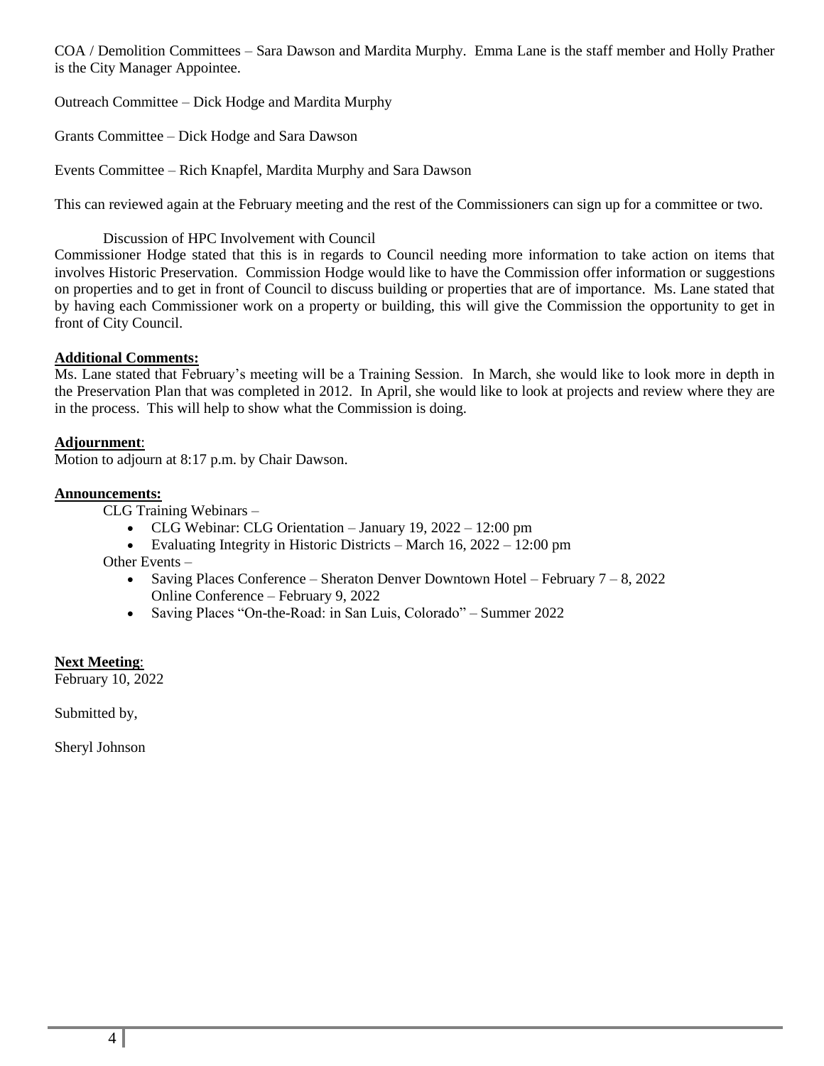COA / Demolition Committees – Sara Dawson and Mardita Murphy. Emma Lane is the staff member and Holly Prather is the City Manager Appointee.

Outreach Committee – Dick Hodge and Mardita Murphy

Grants Committee – Dick Hodge and Sara Dawson

Events Committee – Rich Knapfel, Mardita Murphy and Sara Dawson

This can reviewed again at the February meeting and the rest of the Commissioners can sign up for a committee or two.

Discussion of HPC Involvement with Council

Commissioner Hodge stated that this is in regards to Council needing more information to take action on items that involves Historic Preservation. Commission Hodge would like to have the Commission offer information or suggestions on properties and to get in front of Council to discuss building or properties that are of importance. Ms. Lane stated that by having each Commissioner work on a property or building, this will give the Commission the opportunity to get in front of City Council.

**Additional Comments:**

Ms. Lane stated that February's meeting will be a Training Session. In March, she would like to look more in depth in the Preservation Plan that was completed in 2012. In April, she would like to look at projects and review where they are in the process. This will help to show what the Commission is doing.

**Adjournment**:

Motion to adjourn at 8:17 p.m. by Chair Dawson.

**Announcements:**

CLG Training Webinars –

- CLG Webinar: CLG Orientation – January 19, 2022 – 12:00 pm
- Evaluating Integrity in Historic Districts – March 16, 2022 – 12:00 pm

Other Events –

- Saving Places Conference – Sheraton Denver Downtown Hotel – February 7 – 8, 2022
  Online Conference – February 9, 2022
- Saving Places "On-the-Road: in San Luis, Colorado" – Summer 2022

**Next Meeting**:

February 10, 2022

Submitted by,

Sheryl Johnson